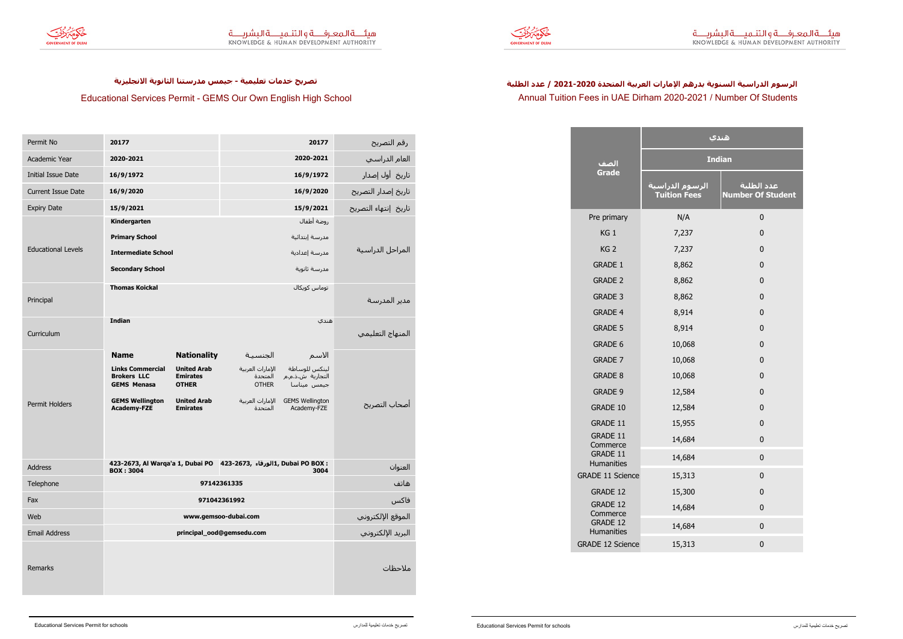تصريح خدمات تعليمية - جيمس مدرستنا الثانوية الانجليزية

## Educational Services Permit - GEMS Our Own English High School

| | | | |
|---|---|---|---|
| Permit No | 20177 | 20177 | رقم التصريح |
| Academic Year | 2020-2021 | 2020-2021 | العام الدراسي |
| Initial Issue Date | 16/9/1972 | 16/9/1972 | تاريخ أول إصدار |
| Current Issue Date | 16/9/2020 | 16/9/2020 | تاريخ إصدار التصريح |
| Expiry Date | 15/9/2021 | 15/9/2021 | تاريخ إنتهاء التصريح |
| Educational Levels | Kindergarten<br>Primary School<br>Intermediate School<br>Secondary School | روضة أطفال<br>مدرسة إبتدائية<br>مدرسة إعدادية<br>مدرسة ثانوية | المراحل الدراسية |
| Principal | Thomas Koickal | توماس كويكال | مدير المدرسة |
| Curriculum | Indian | هندي | المنهاج التعليمي |
| Permit Holders | **Name** / **Nationality**<br>Links Commercial Brokers LLC / United Arab Emirates<br>GEMS Menasa / OTHER<br>GEMS Wellington Academy-FZE / United Arab Emirates | الاسم / الجنسية<br>لينكس للوساطة التجارية ش.ذ.م.م / الإمارات العربية المتحدة<br>جيمس ميناسا / OTHER<br>GEMS Wellington Academy-FZE / الإمارات العربية المتحدة | أصحاب التصريح |
| Address | 423-2673, Al Warqa'a 1, Dubai PO BOX : 3004 | 423-2673, الورقاء1, Dubai PO BOX : 3004 | العنوان |
| Telephone | 97142361335 | | هاتف |
| Fax | 971042361992 | | فاكس |
| Web | www.gemsoo-dubai.com | | الموقع الإلكتروني |
| Email Address | principal_ood@gemsedu.com | | البريد الإلكتروني |
| Remarks | | | ملاحظات |

الرسوم الدراسية السنوية بدرهم الإمارات العربية المتحدة 2020-2021 / عدد الطلبة

## Annual Tuition Fees in UAE Dirham 2020-2021 / Number Of Students

| الصف<br>Grade | هندي<br>Indian | |
|---|---|---|
| | الرسوم الدراسية<br>Tuition Fees | عدد الطلبة<br>Number Of Student |
| Pre primary | N/A | 0 |
| KG 1 | 7,237 | 0 |
| KG 2 | 7,237 | 0 |
| GRADE 1 | 8,862 | 0 |
| GRADE 2 | 8,862 | 0 |
| GRADE 3 | 8,862 | 0 |
| GRADE 4 | 8,914 | 0 |
| GRADE 5 | 8,914 | 0 |
| GRADE 6 | 10,068 | 0 |
| GRADE 7 | 10,068 | 0 |
| GRADE 8 | 10,068 | 0 |
| GRADE 9 | 12,584 | 0 |
| GRADE 10 | 12,584 | 0 |
| GRADE 11 | 15,955 | 0 |
| GRADE 11 Commerce | 14,684 | 0 |
| GRADE 11 Humanities | 14,684 | 0 |
| GRADE 11 Science | 15,313 | 0 |
| GRADE 12 | 15,300 | 0 |
| GRADE 12 Commerce | 14,684 | 0 |
| GRADE 12 Humanities | 14,684 | 0 |
| GRADE 12 Science | 15,313 | 0 |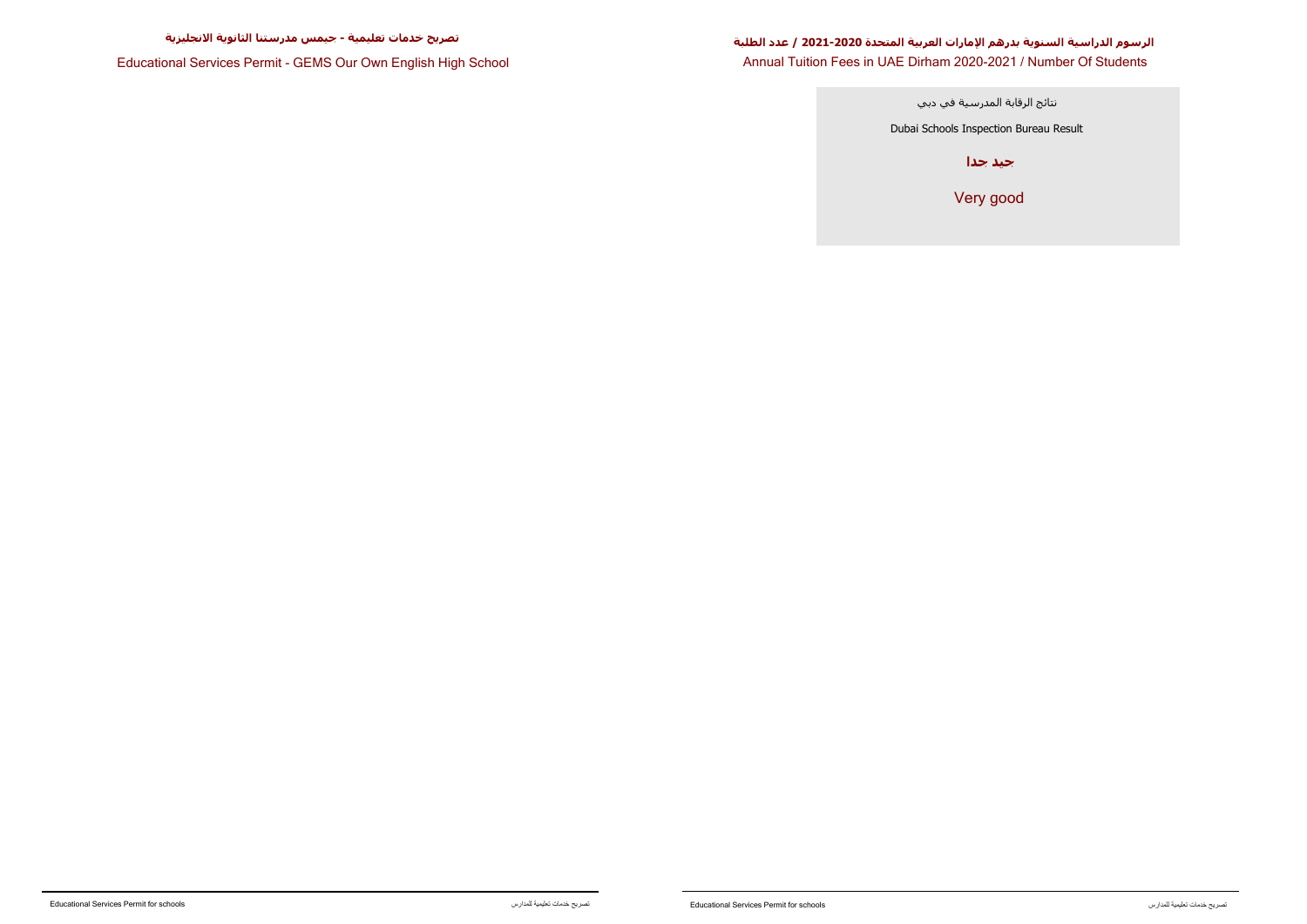**تصريح خدمات تعليمية - جيمس مدرستنا الثانوية الانجليزية**

Educational Services Permit - GEMS Our Own English High School

**الرسوم الدراسية السنوية بدرهم الإمارات العربية المتحدة 2020-2021 / عدد الطلبة**

Annual Tuition Fees in UAE Dirham 2020-2021 / Number Of Students

نتائج الرقابة المدرسية في دبي

Dubai Schools Inspection Bureau Result

**جيد جدا**

Very good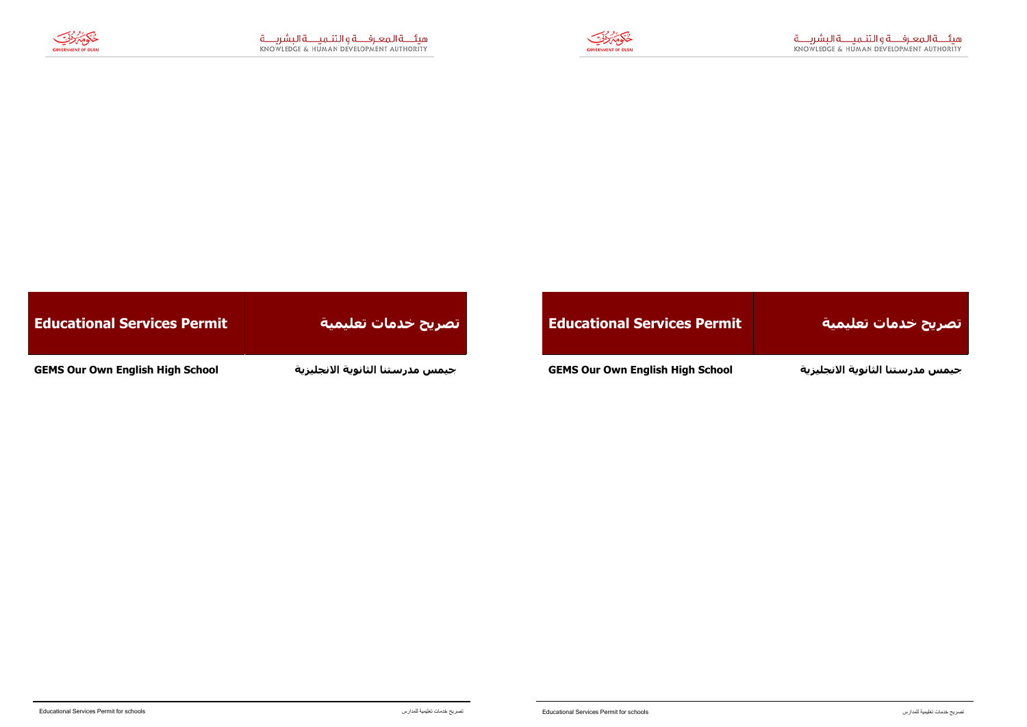| Educational Services Permit | تصريح خدمات تعليمية |
| --- | --- |

**GEMS Our Own English High School** **جيمس مدرستنا الثانوية الانجليزية**

| Educational Services Permit | تصريح خدمات تعليمية |
| --- | --- |

**GEMS Our Own English High School** **جيمس مدرستنا الثانوية الانجليزية**